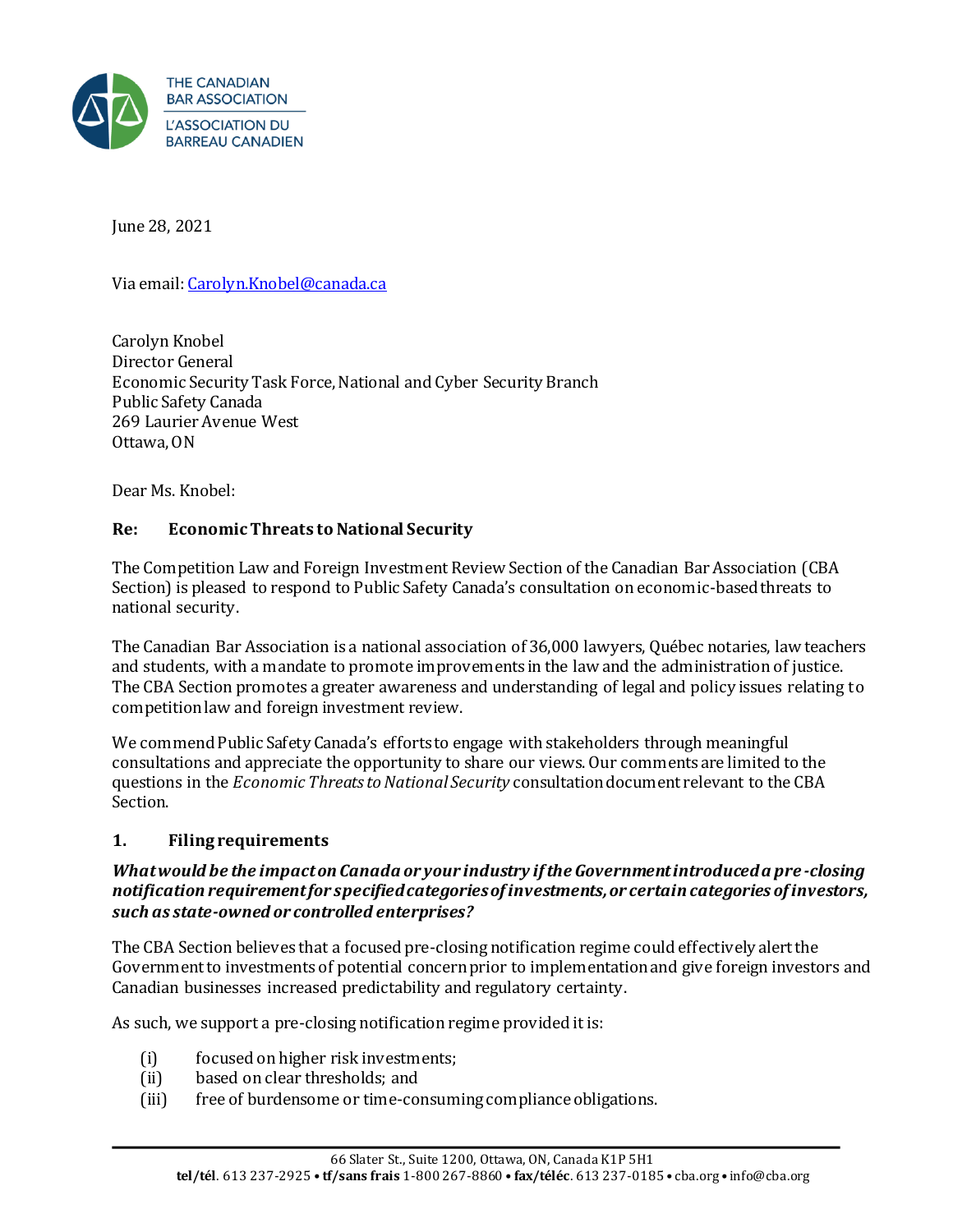THE CANADIAN BAR ASSOCIATION
L'ASSOCIATION DU BARREAU CANADIEN

June 28, 2021

Via email: Carolyn.Knobel@canada.ca

Carolyn Knobel
Director General
Economic Security Task Force, National and Cyber Security Branch
Public Safety Canada
269 Laurier Avenue West
Ottawa, ON

Dear Ms. Knobel:

**Re: Economic Threats to National Security**

The Competition Law and Foreign Investment Review Section of the Canadian Bar Association (CBA Section) is pleased to respond to Public Safety Canada's consultation on economic-based threats to national security.

The Canadian Bar Association is a national association of 36,000 lawyers, Québec notaries, law teachers and students, with a mandate to promote improvements in the law and the administration of justice. The CBA Section promotes a greater awareness and understanding of legal and policy issues relating to competition law and foreign investment review.

We commend Public Safety Canada's efforts to engage with stakeholders through meaningful consultations and appreciate the opportunity to share our views. Our comments are limited to the questions in the *Economic Threats to National Security* consultation document relevant to the CBA Section.

## 1. Filing requirements

***What would be the impact on Canada or your industry if the Government introduced a pre-closing notification requirement for specified categories of investments, or certain categories of investors, such as state-owned or controlled enterprises?***

The CBA Section believes that a focused pre-closing notification regime could effectively alert the Government to investments of potential concern prior to implementation and give foreign investors and Canadian businesses increased predictability and regulatory certainty.

As such, we support a pre-closing notification regime provided it is:

(i) focused on higher risk investments;
(ii) based on clear thresholds; and
(iii) free of burdensome or time-consuming compliance obligations.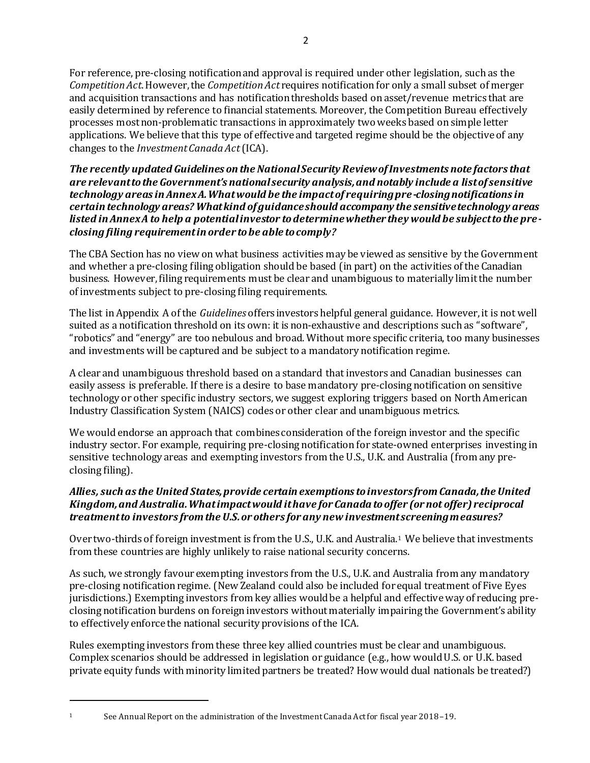For reference, pre-closing notification and approval is required under other legislation, such as the *Competition Act*. However, the *Competition Act* requires notification for only a small subset of merger and acquisition transactions and has notification thresholds based on asset/revenue metrics that are easily determined by reference to financial statements. Moreover, the Competition Bureau effectively processes most non-problematic transactions in approximately two weeks based on simple letter applications. We believe that this type of effective and targeted regime should be the objective of any changes to the *Investment Canada Act* (ICA).

***The recently updated Guidelines on the National Security Review of Investments note factors that are relevant to the Government's national security analysis, and notably include a list of sensitive technology areas in Annex A. What would be the impact of requiring pre-closing notifications in certain technology areas? What kind of guidance should accompany the sensitive technology areas listed in Annex A to help a potential investor to determine whether they would be subject to the pre-closing filing requirement in order to be able to comply?***

The CBA Section has no view on what business activities may be viewed as sensitive by the Government and whether a pre-closing filing obligation should be based (in part) on the activities of the Canadian business. However, filing requirements must be clear and unambiguous to materially limit the number of investments subject to pre-closing filing requirements.

The list in Appendix A of the *Guidelines* offers investors helpful general guidance. However, it is not well suited as a notification threshold on its own: it is non-exhaustive and descriptions such as "software", "robotics" and "energy" are too nebulous and broad. Without more specific criteria, too many businesses and investments will be captured and be subject to a mandatory notification regime.

A clear and unambiguous threshold based on a standard that investors and Canadian businesses can easily assess is preferable. If there is a desire to base mandatory pre-closing notification on sensitive technology or other specific industry sectors, we suggest exploring triggers based on North American Industry Classification System (NAICS) codes or other clear and unambiguous metrics.

We would endorse an approach that combines consideration of the foreign investor and the specific industry sector. For example, requiring pre-closing notification for state-owned enterprises investing in sensitive technology areas and exempting investors from the U.S., U.K. and Australia (from any pre-closing filing).

***Allies, such as the United States, provide certain exemptions to investors from Canada, the United Kingdom, and Australia. What impact would it have for Canada to offer (or not offer) reciprocal treatment to investors from the U.S. or others for any new investment screening measures?***

Over two-thirds of foreign investment is from the U.S., U.K. and Australia.[1] We believe that investments from these countries are highly unlikely to raise national security concerns.

As such, we strongly favour exempting investors from the U.S., U.K. and Australia from any mandatory pre-closing notification regime. (New Zealand could also be included for equal treatment of Five Eyes jurisdictions.) Exempting investors from key allies would be a helpful and effective way of reducing pre-closing notification burdens on foreign investors without materially impairing the Government's ability to effectively enforce the national security provisions of the ICA.

Rules exempting investors from these three key allied countries must be clear and unambiguous. Complex scenarios should be addressed in legislation or guidance (e.g., how would U.S. or U.K. based private equity funds with minority limited partners be treated? How would dual nationals be treated?)

---

[1] See Annual Report on the administration of the Investment Canada Act for fiscal year 2018–19.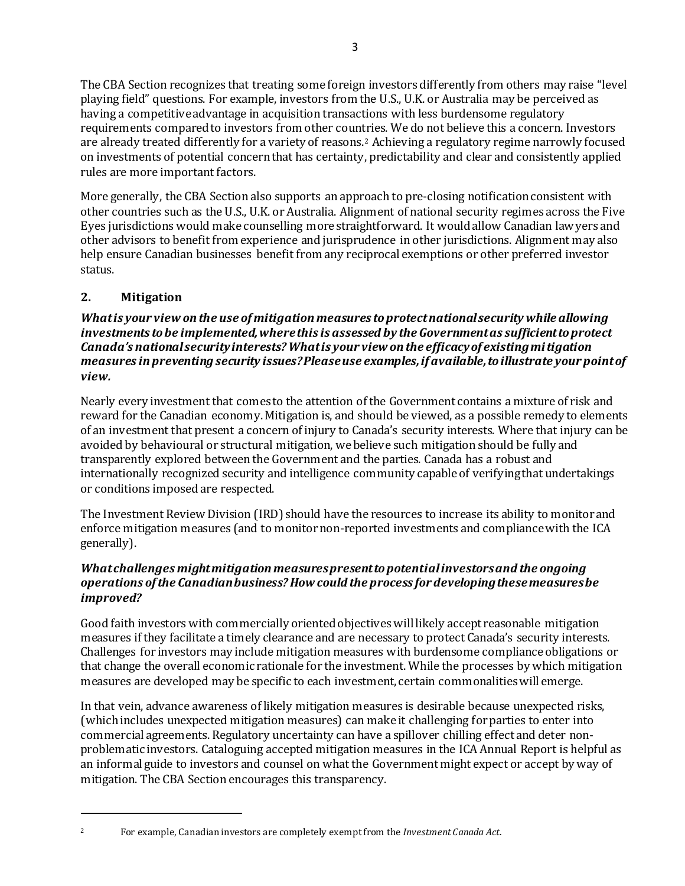The CBA Section recognizes that treating some foreign investors differently from others may raise "level playing field" questions. For example, investors from the U.S., U.K. or Australia may be perceived as having a competitive advantage in acquisition transactions with less burdensome regulatory requirements compared to investors from other countries. We do not believe this a concern. Investors are already treated differently for a variety of reasons.[2] Achieving a regulatory regime narrowly focused on investments of potential concern that has certainty, predictability and clear and consistently applied rules are more important factors.

More generally, the CBA Section also supports an approach to pre-closing notification consistent with other countries such as the U.S., U.K. or Australia. Alignment of national security regimes across the Five Eyes jurisdictions would make counselling more straightforward. It would allow Canadian lawyers and other advisors to benefit from experience and jurisprudence in other jurisdictions. Alignment may also help ensure Canadian businesses benefit from any reciprocal exemptions or other preferred investor status.

## 2. Mitigation

***What is your view on the use of mitigation measures to protect national security while allowing investments to be implemented, where this is assessed by the Government as sufficient to protect Canada's national security interests? What is your view on the efficacy of existing mitigation measures in preventing security issues? Please use examples, if available, to illustrate your point of view.***

Nearly every investment that comes to the attention of the Government contains a mixture of risk and reward for the Canadian economy. Mitigation is, and should be viewed, as a possible remedy to elements of an investment that present a concern of injury to Canada's security interests. Where that injury can be avoided by behavioural or structural mitigation, we believe such mitigation should be fully and transparently explored between the Government and the parties. Canada has a robust and internationally recognized security and intelligence community capable of verifying that undertakings or conditions imposed are respected.

The Investment Review Division (IRD) should have the resources to increase its ability to monitor and enforce mitigation measures (and to monitor non-reported investments and compliance with the ICA generally).

***What challenges might mitigation measures present to potential investors and the ongoing operations of the Canadian business? How could the process for developing these measures be improved?***

Good faith investors with commercially oriented objectives will likely accept reasonable mitigation measures if they facilitate a timely clearance and are necessary to protect Canada's security interests. Challenges for investors may include mitigation measures with burdensome compliance obligations or that change the overall economic rationale for the investment. While the processes by which mitigation measures are developed may be specific to each investment, certain commonalities will emerge.

In that vein, advance awareness of likely mitigation measures is desirable because unexpected risks, (which includes unexpected mitigation measures) can make it challenging for parties to enter into commercial agreements. Regulatory uncertainty can have a spillover chilling effect and deter non-problematic investors. Cataloguing accepted mitigation measures in the ICA Annual Report is helpful as an informal guide to investors and counsel on what the Government might expect or accept by way of mitigation. The CBA Section encourages this transparency.

---

[2] For example, Canadian investors are completely exempt from the *Investment Canada Act*.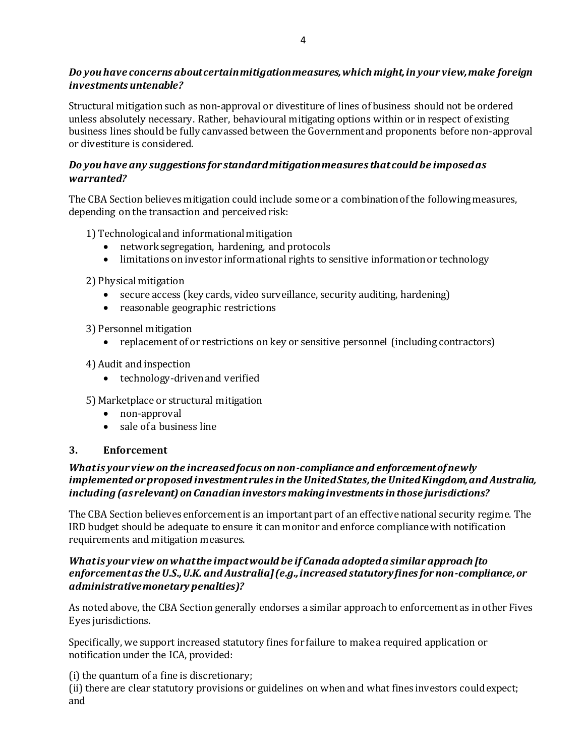***Do you have concerns about certain mitigation measures, which might, in your view, make foreign investments untenable?***

Structural mitigation such as non-approval or divestiture of lines of business should not be ordered unless absolutely necessary. Rather, behavioural mitigating options within or in respect of existing business lines should be fully canvassed between the Government and proponents before non-approval or divestiture is considered.

***Do you have any suggestions for standard mitigation measures that could be imposed as warranted?***

The CBA Section believes mitigation could include some or a combination of the following measures, depending on the transaction and perceived risk:

1) Technological and informational mitigation
   - network segregation, hardening, and protocols
   - limitations on investor informational rights to sensitive information or technology

2) Physical mitigation
   - secure access (key cards, video surveillance, security auditing, hardening)
   - reasonable geographic restrictions

3) Personnel mitigation
   - replacement of or restrictions on key or sensitive personnel (including contractors)

4) Audit and inspection
   - technology-driven and verified

5) Marketplace or structural mitigation
   - non-approval
   - sale of a business line

## 3. Enforcement

***What is your view on the increased focus on non-compliance and enforcement of newly implemented or proposed investment rules in the United States, the United Kingdom, and Australia, including (as relevant) on Canadian investors making investments in those jurisdictions?***

The CBA Section believes enforcement is an important part of an effective national security regime. The IRD budget should be adequate to ensure it can monitor and enforce compliance with notification requirements and mitigation measures.

***What is your view on what the impact would be if Canada adopted a similar approach [to enforcement as the U.S., U.K. and Australia] (e.g., increased statutory fines for non-compliance, or administrative monetary penalties)?***

As noted above, the CBA Section generally endorses a similar approach to enforcement as in other Fives Eyes jurisdictions.

Specifically, we support increased statutory fines for failure to make a required application or notification under the ICA, provided:

(i) the quantum of a fine is discretionary;
(ii) there are clear statutory provisions or guidelines on when and what fines investors could expect; and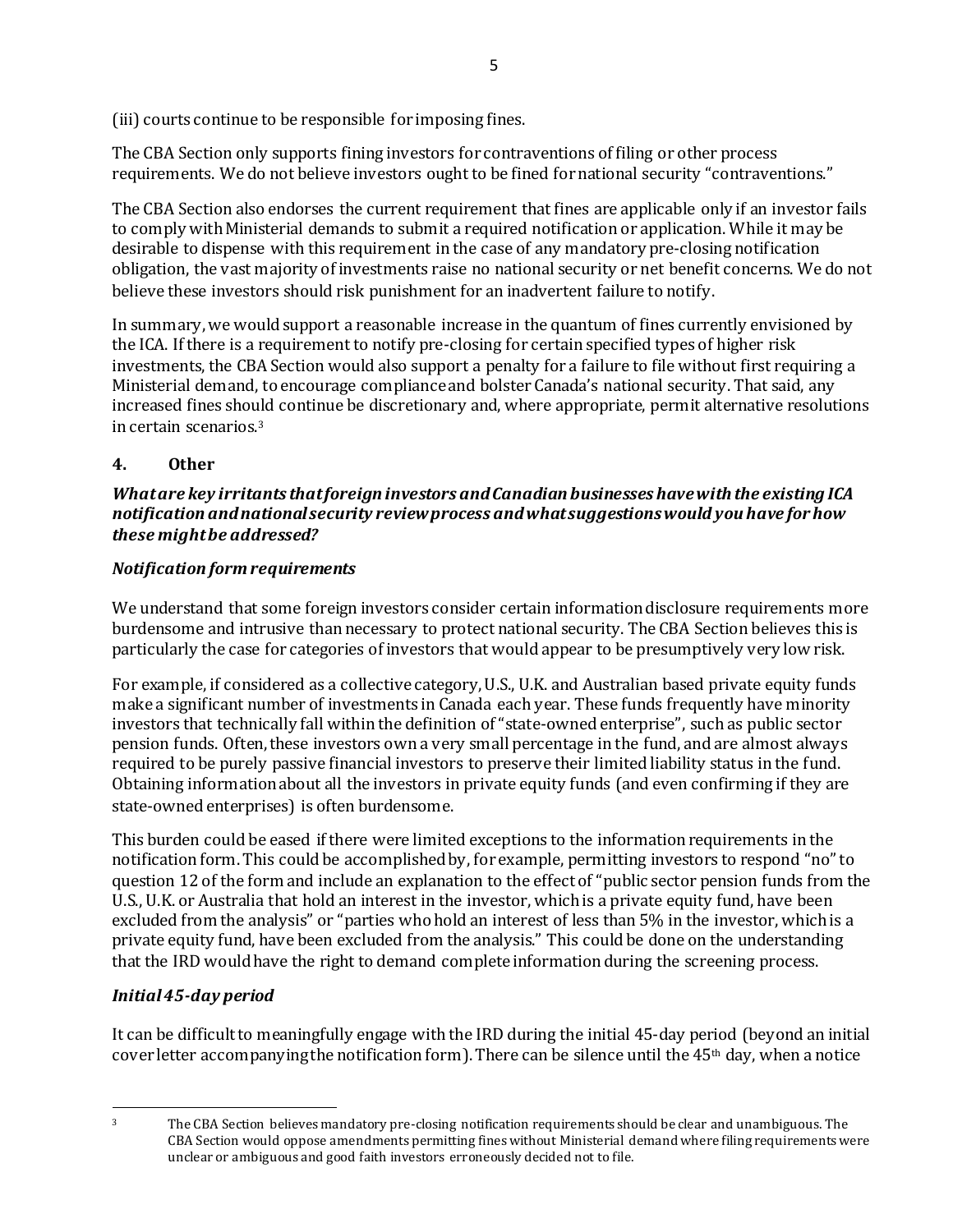(iii) courts continue to be responsible for imposing fines.

The CBA Section only supports fining investors for contraventions of filing or other process requirements. We do not believe investors ought to be fined for national security "contraventions."

The CBA Section also endorses the current requirement that fines are applicable only if an investor fails to comply with Ministerial demands to submit a required notification or application. While it may be desirable to dispense with this requirement in the case of any mandatory pre-closing notification obligation, the vast majority of investments raise no national security or net benefit concerns. We do not believe these investors should risk punishment for an inadvertent failure to notify.

In summary, we would support a reasonable increase in the quantum of fines currently envisioned by the ICA. If there is a requirement to notify pre-closing for certain specified types of higher risk investments, the CBA Section would also support a penalty for a failure to file without first requiring a Ministerial demand, to encourage compliance and bolster Canada's national security. That said, any increased fines should continue be discretionary and, where appropriate, permit alternative resolutions in certain scenarios.[3]

## 4. Other

***What are key irritants that foreign investors and Canadian businesses have with the existing ICA notification and national security review process and what suggestions would you have for how these might be addressed?***

### *Notification form requirements*

We understand that some foreign investors consider certain information disclosure requirements more burdensome and intrusive than necessary to protect national security. The CBA Section believes this is particularly the case for categories of investors that would appear to be presumptively very low risk.

For example, if considered as a collective category, U.S., U.K. and Australian based private equity funds make a significant number of investments in Canada each year. These funds frequently have minority investors that technically fall within the definition of "state-owned enterprise", such as public sector pension funds. Often, these investors own a very small percentage in the fund, and are almost always required to be purely passive financial investors to preserve their limited liability status in the fund. Obtaining information about all the investors in private equity funds (and even confirming if they are state-owned enterprises) is often burdensome.

This burden could be eased if there were limited exceptions to the information requirements in the notification form. This could be accomplished by, for example, permitting investors to respond "no" to question 12 of the form and include an explanation to the effect of "public sector pension funds from the U.S., U.K. or Australia that hold an interest in the investor, which is a private equity fund, have been excluded from the analysis" or "parties who hold an interest of less than 5% in the investor, which is a private equity fund, have been excluded from the analysis." This could be done on the understanding that the IRD would have the right to demand complete information during the screening process.

### *Initial 45-day period*

It can be difficult to meaningfully engage with the IRD during the initial 45-day period (beyond an initial cover letter accompanying the notification form). There can be silence until the 45th day, when a notice

---

[3] The CBA Section believes mandatory pre-closing notification requirements should be clear and unambiguous. The CBA Section would oppose amendments permitting fines without Ministerial demand where filing requirements were unclear or ambiguous and good faith investors erroneously decided not to file.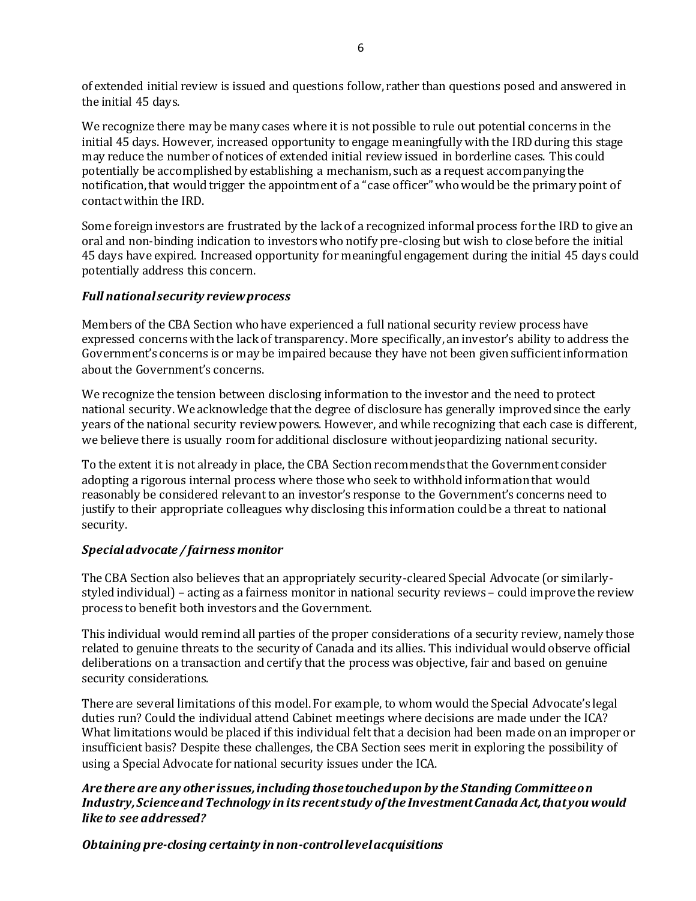of extended initial review is issued and questions follow, rather than questions posed and answered in the initial 45 days.

We recognize there may be many cases where it is not possible to rule out potential concerns in the initial 45 days. However, increased opportunity to engage meaningfully with the IRD during this stage may reduce the number of notices of extended initial review issued in borderline cases. This could potentially be accomplished by establishing a mechanism, such as a request accompanying the notification, that would trigger the appointment of a "case officer" who would be the primary point of contact within the IRD.

Some foreign investors are frustrated by the lack of a recognized informal process for the IRD to give an oral and non-binding indication to investors who notify pre-closing but wish to close before the initial 45 days have expired. Increased opportunity for meaningful engagement during the initial 45 days could potentially address this concern.

***Full national security review process***

Members of the CBA Section who have experienced a full national security review process have expressed concerns with the lack of transparency. More specifically, an investor's ability to address the Government's concerns is or may be impaired because they have not been given sufficient information about the Government's concerns.

We recognize the tension between disclosing information to the investor and the need to protect national security. We acknowledge that the degree of disclosure has generally improved since the early years of the national security review powers. However, and while recognizing that each case is different, we believe there is usually room for additional disclosure without jeopardizing national security.

To the extent it is not already in place, the CBA Section recommends that the Government consider adopting a rigorous internal process where those who seek to withhold information that would reasonably be considered relevant to an investor's response to the Government's concerns need to justify to their appropriate colleagues why disclosing this information could be a threat to national security.

***Special advocate / fairness monitor***

The CBA Section also believes that an appropriately security-cleared Special Advocate (or similarly-styled individual) – acting as a fairness monitor in national security reviews – could improve the review process to benefit both investors and the Government.

This individual would remind all parties of the proper considerations of a security review, namely those related to genuine threats to the security of Canada and its allies. This individual would observe official deliberations on a transaction and certify that the process was objective, fair and based on genuine security considerations.

There are several limitations of this model. For example, to whom would the Special Advocate's legal duties run? Could the individual attend Cabinet meetings where decisions are made under the ICA? What limitations would be placed if this individual felt that a decision had been made on an improper or insufficient basis? Despite these challenges, the CBA Section sees merit in exploring the possibility of using a Special Advocate for national security issues under the ICA.

***Are there are any other issues, including those touched upon by the Standing Committee on Industry, Science and Technology in its recent study of the Investment Canada Act, that you would like to see addressed?***

***Obtaining pre-closing certainty in non-control level acquisitions***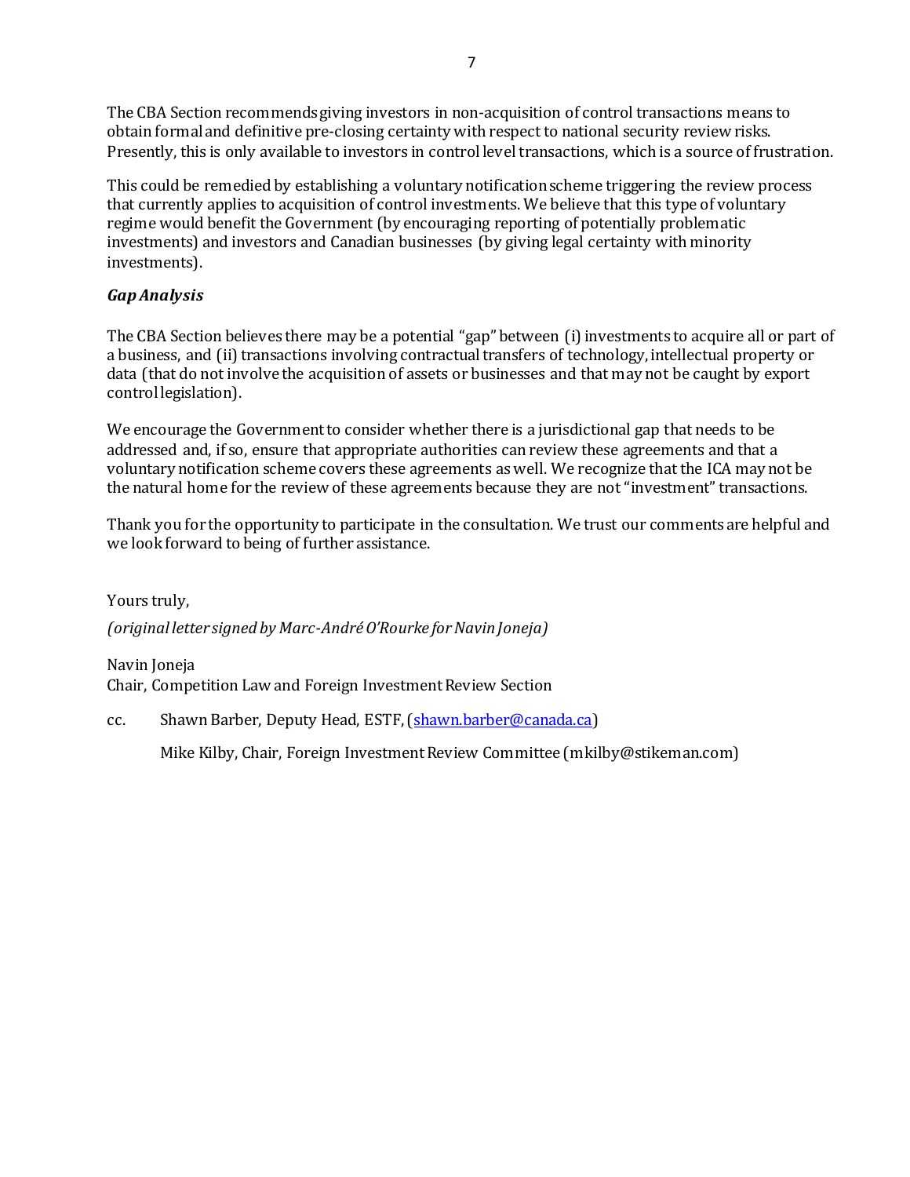The CBA Section recommends giving investors in non-acquisition of control transactions means to obtain formal and definitive pre-closing certainty with respect to national security review risks. Presently, this is only available to investors in control level transactions, which is a source of frustration.

This could be remedied by establishing a voluntary notification scheme triggering the review process that currently applies to acquisition of control investments. We believe that this type of voluntary regime would benefit the Government (by encouraging reporting of potentially problematic investments) and investors and Canadian businesses (by giving legal certainty with minority investments).

### *Gap Analysis*

The CBA Section believes there may be a potential "gap" between (i) investments to acquire all or part of a business, and (ii) transactions involving contractual transfers of technology, intellectual property or data (that do not involve the acquisition of assets or businesses and that may not be caught by export control legislation).

We encourage the Government to consider whether there is a jurisdictional gap that needs to be addressed and, if so, ensure that appropriate authorities can review these agreements and that a voluntary notification scheme covers these agreements as well. We recognize that the ICA may not be the natural home for the review of these agreements because they are not "investment" transactions.

Thank you for the opportunity to participate in the consultation. We trust our comments are helpful and we look forward to being of further assistance.

Yours truly,

*(original letter signed by Marc-André O'Rourke for Navin Joneja)*

Navin Joneja
Chair, Competition Law and Foreign Investment Review Section

cc. Shawn Barber, Deputy Head, ESTF, (shawn.barber@canada.ca)

Mike Kilby, Chair, Foreign Investment Review Committee (mkilby@stikeman.com)